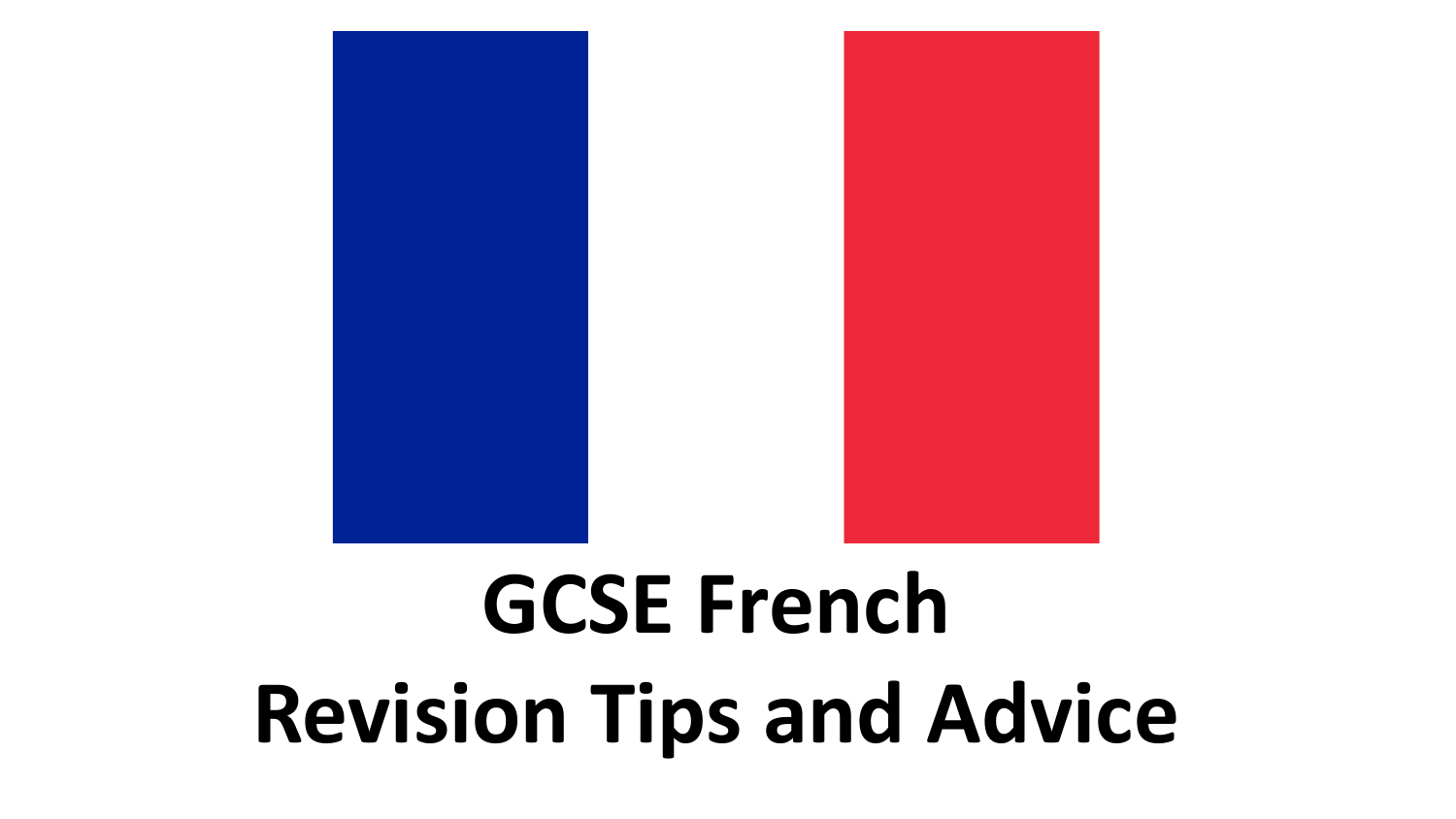# GCSE French
# Revision Tips and Advice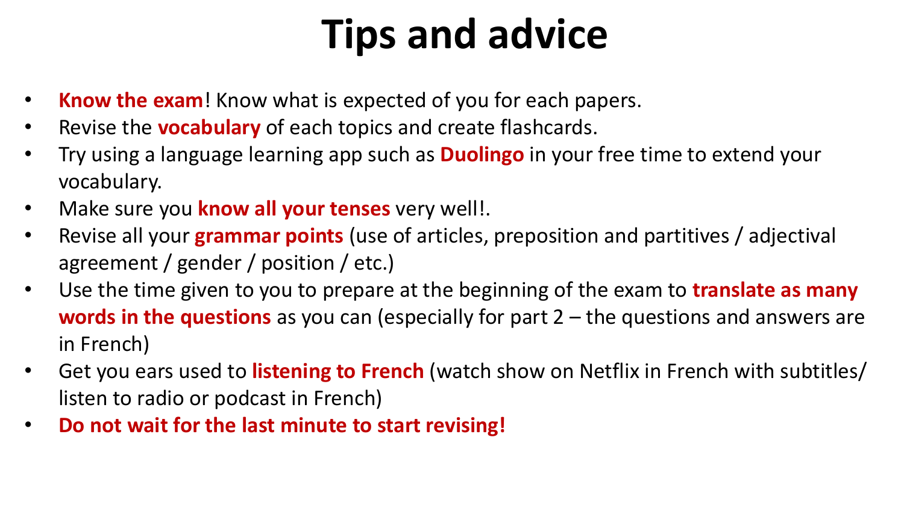# Tips and advice

- **Know the exam**! Know what is expected of you for each papers.
- Revise the **vocabulary** of each topics and create flashcards.
- Try using a language learning app such as **Duolingo** in your free time to extend your vocabulary.
- Make sure you **know all your tenses** very well!.
- Revise all your **grammar points** (use of articles, preposition and partitives / adjectival agreement / gender / position / etc.)
- Use the time given to you to prepare at the beginning of the exam to **translate as many words in the questions** as you can (especially for part 2 – the questions and answers are in French)
- Get you ears used to **listening to French** (watch show on Netflix in French with subtitles/ listen to radio or podcast in French)
- **Do not wait for the last minute to start revising!**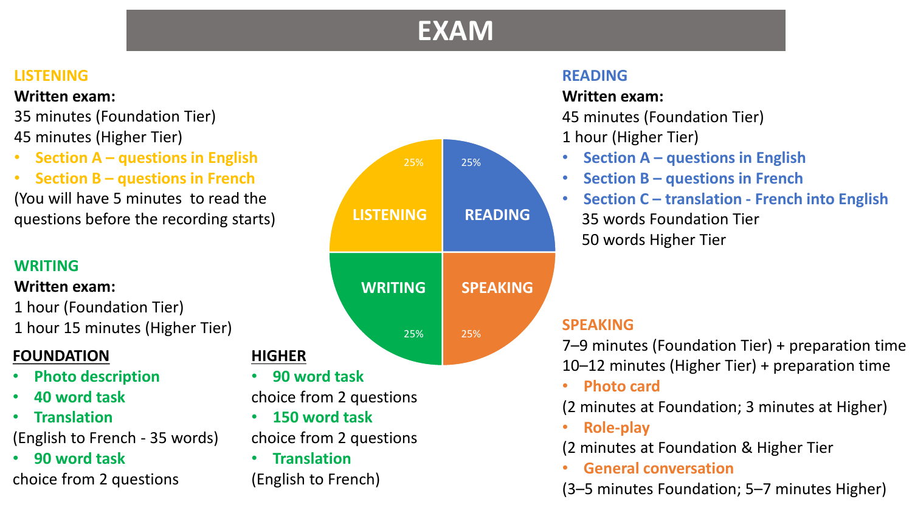# EXAM

## LISTENING

**Written exam:**

35 minutes (Foundation Tier)
45 minutes (Higher Tier)

- Section A – questions in English
- Section B – questions in French

(You will have 5 minutes to read the questions before the recording starts)

## READING

**Written exam:**

45 minutes (Foundation Tier)
1 hour (Higher Tier)

- Section A – questions in English
- Section B – questions in French
- Section C – translation - French into English
  35 words Foundation Tier
  50 words Higher Tier

LISTENING 25%
READING 25%
WRITING 25%
SPEAKING 25%

## WRITING

**Written exam:**

1 hour (Foundation Tier)
1 hour 15 minutes (Higher Tier)

**FOUNDATION**

- Photo description
- 40 word task
- Translation

(English to French - 35 words)

- 90 word task

choice from 2 questions

**HIGHER**

- 90 word task

choice from 2 questions

- 150 word task

choice from 2 questions

- Translation

(English to French)

## SPEAKING

7–9 minutes (Foundation Tier) + preparation time
10–12 minutes (Higher Tier) + preparation time

- Photo card

(2 minutes at Foundation; 3 minutes at Higher)

- Role-play

(2 minutes at Foundation & Higher Tier

- General conversation

(3–5 minutes Foundation; 5–7 minutes Higher)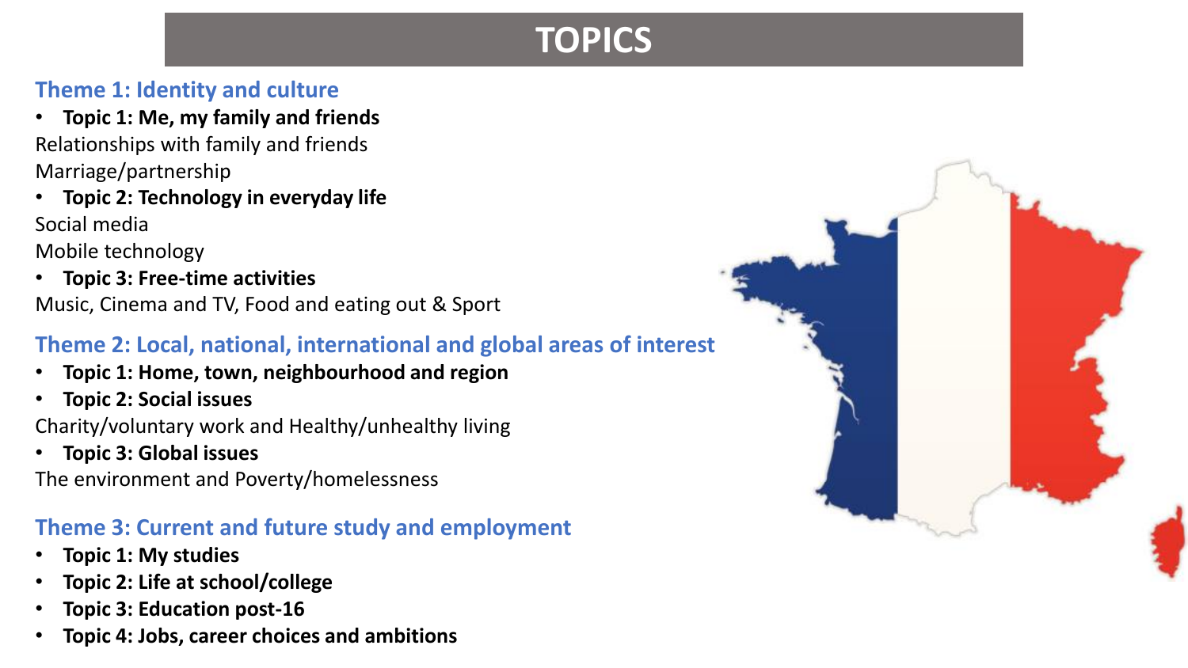# TOPICS

## Theme 1: Identity and culture

- **Topic 1: Me, my family and friends**

Relationships with family and friends
Marriage/partnership

- **Topic 2: Technology in everyday life**

Social media
Mobile technology

- **Topic 3: Free-time activities**

Music, Cinema and TV, Food and eating out & Sport

## Theme 2: Local, national, international and global areas of interest

- **Topic 1: Home, town, neighbourhood and region**
- **Topic 2: Social issues**

Charity/voluntary work and Healthy/unhealthy living

- **Topic 3: Global issues**

The environment and Poverty/homelessness

## Theme 3: Current and future study and employment

- **Topic 1: My studies**
- **Topic 2: Life at school/college**
- **Topic 3: Education post-16**
- **Topic 4: Jobs, career choices and ambitions**